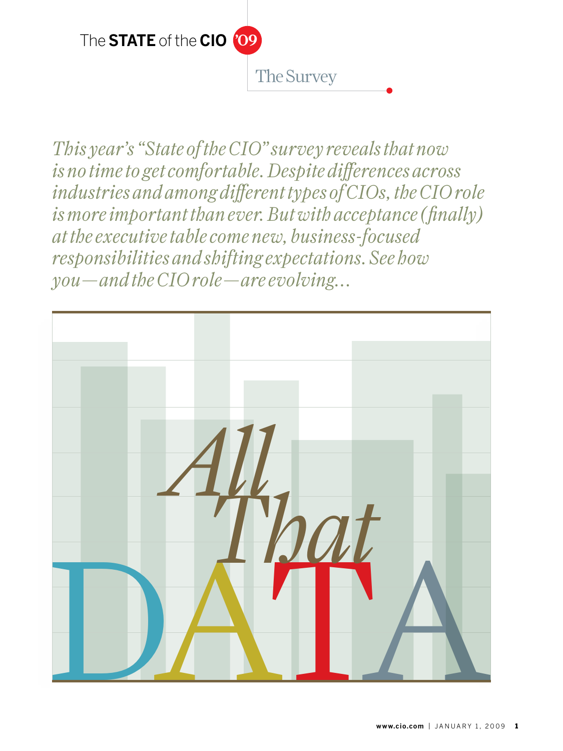The **STATE** of the **CIO** '09

The Survey

*This year's "State of the CIO" survey reveals that now is no time to get comfortable. Despite differences across industries and among different types of CIOs, the CIO role is more important than ever. But with acceptance (finally) at the executive table come new, business-focused responsibilities and shifting expectations. See how you—and the CIO role—are evolving...*

# *All That* DATA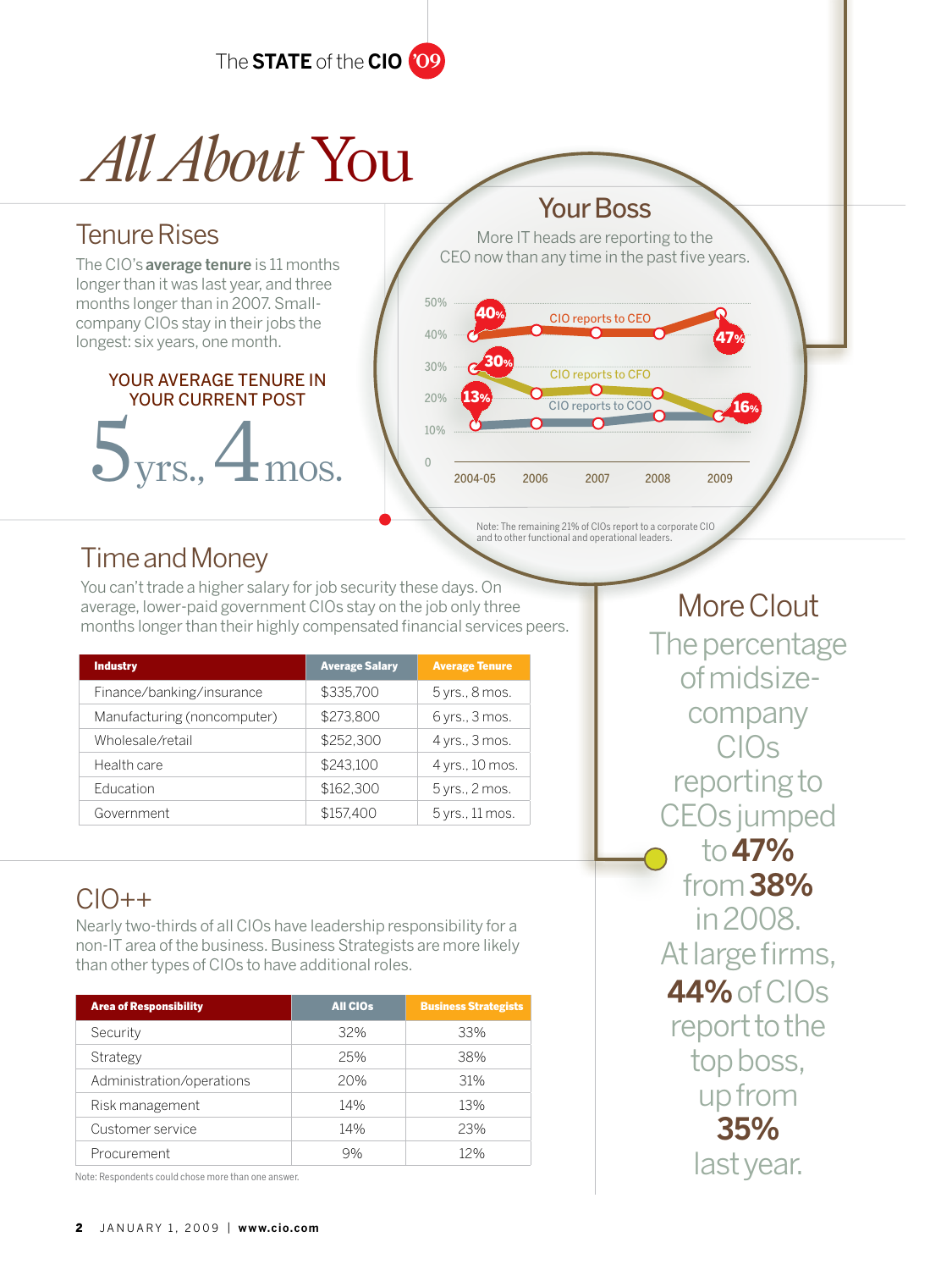# All About You

## Tenure Rises

The CIO's **average tenure** is 11 months longer than it was last year, and three months longer than in 2007. Small-company CIOs stay in their jobs the longest: six years, one month.

YOUR AVERAGE TENURE IN YOUR CURRENT POST

5 yrs., 4 mos.

## Your Boss

More IT heads are reporting to the CEO now than any time in the past five years.

| | 2004-05 | 2006 | 2007 | 2008 | 2009 |
|---|---|---|---|---|---|
| CIO reports to CEO | 40% | | | | 47% |
| CIO reports to CFO | 30% | | | | 16% |
| CIO reports to COO | 13% | | | | |

Note: The remaining 21% of CIOs report to a corporate CIO and to other functional and operational leaders.

## Time and Money

You can't trade a higher salary for job security these days. On average, lower-paid government CIOs stay on the job only three months longer than their highly compensated financial services peers.

| Industry | Average Salary | Average Tenure |
|---|---|---|
| Finance/banking/insurance | $335,700 | 5 yrs., 8 mos. |
| Manufacturing (noncomputer) | $273,800 | 6 yrs., 3 mos. |
| Wholesale/retail | $252,300 | 4 yrs., 3 mos. |
| Health care | $243,100 | 4 yrs., 10 mos. |
| Education | $162,300 | 5 yrs., 2 mos. |
| Government | $157,400 | 5 yrs., 11 mos. |

## More Clout

The percentage of midsize-company CIOs reporting to CEOs jumped to **47%** from **38%** in 2008. At large firms, **44%** of CIOs report to the top boss, up from **35%** last year.

## CIO++

Nearly two-thirds of all CIOs have leadership responsibility for a non-IT area of the business. Business Strategists are more likely than other types of CIOs to have additional roles.

| Area of Responsibility | All CIOs | Business Strategists |
|---|---|---|
| Security | 32% | 33% |
| Strategy | 25% | 38% |
| Administration/operations | 20% | 31% |
| Risk management | 14% | 13% |
| Customer service | 14% | 23% |
| Procurement | 9% | 12% |

Note: Respondents could chose more than one answer.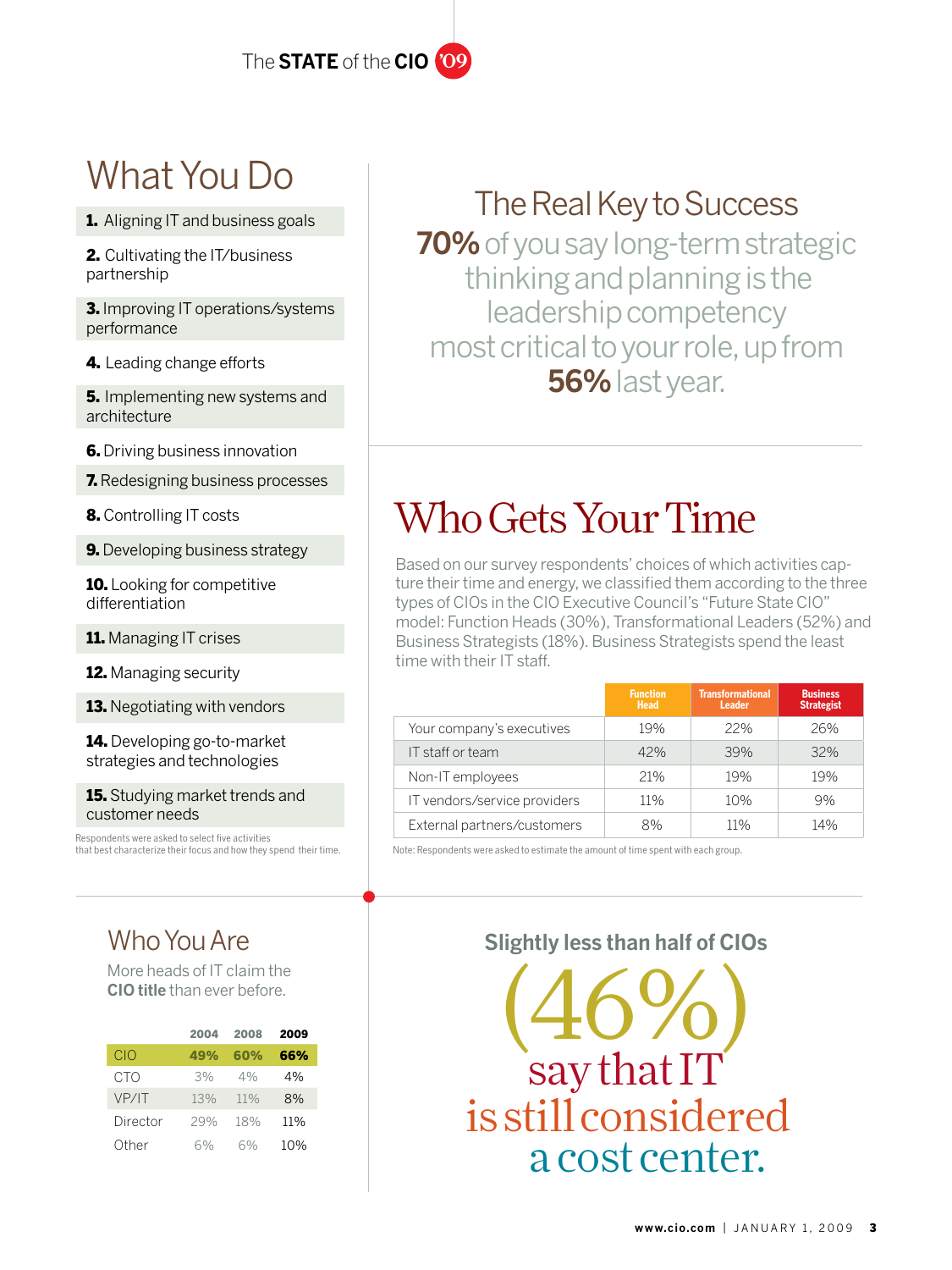## What You Do

1. Aligning IT and business goals
2. Cultivating the IT/business partnership
3. Improving IT operations/systems performance
4. Leading change efforts
5. Implementing new systems and architecture
6. Driving business innovation
7. Redesigning business processes
8. Controlling IT costs
9. Developing business strategy
10. Looking for competitive differentiation
11. Managing IT crises
12. Managing security
13. Negotiating with vendors
14. Developing go-to-market strategies and technologies
15. Studying market trends and customer needs

Respondents were asked to select five activities that best characterize their focus and how they spend their time.

## The Real Key to Success

**70%** of you say long-term strategic thinking and planning is the leadership competency most critical to your role, up from **56%** last year.

## Who Gets Your Time

Based on our survey respondents' choices of which activities capture their time and energy, we classified them according to the three types of CIOs in the CIO Executive Council's "Future State CIO" model: Function Heads (30%), Transformational Leaders (52%) and Business Strategists (18%). Business Strategists spend the least time with their IT staff.

| | Function Head | Transformational Leader | Business Strategist |
|---|---|---|---|
| Your company's executives | 19% | 22% | 26% |
| IT staff or team | 42% | 39% | 32% |
| Non-IT employees | 21% | 19% | 19% |
| IT vendors/service providers | 11% | 10% | 9% |
| External partners/customers | 8% | 11% | 14% |

Note: Respondents were asked to estimate the amount of time spent with each group.

## Who You Are

More heads of IT claim the **CIO title** than ever before.

| | 2004 | 2008 | 2009 |
|---|---|---|---|
| CIO | 49% | 60% | 66% |
| CTO | 3% | 4% | 4% |
| VP/IT | 13% | 11% | 8% |
| Director | 29% | 18% | 11% |
| Other | 6% | 6% | 10% |

## Slightly less than half of CIOs

(46%) say that IT is still considered a cost center.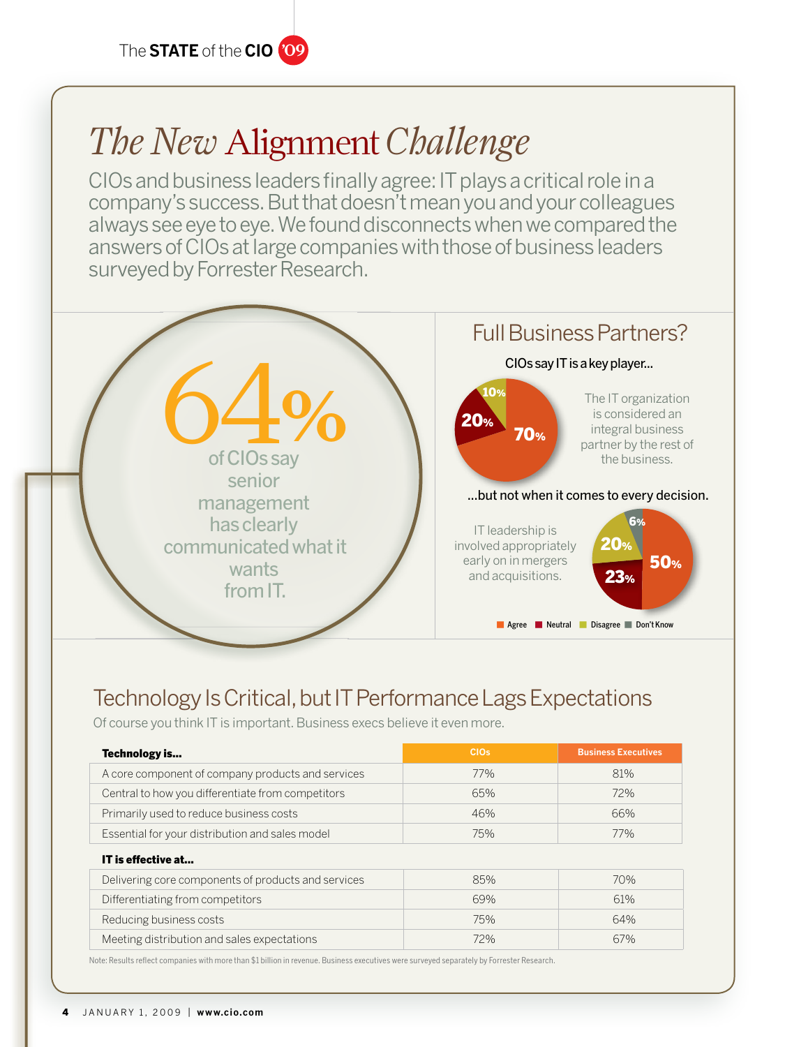# *The New* Alignment *Challenge*

CIOs and business leaders finally agree: IT plays a critical role in a company's success. But that doesn't mean you and your colleagues always see eye to eye. We found disconnects when we compared the answers of CIOs at large companies with those of business leaders surveyed by Forrester Research.

**64%** of CIOs say senior management has clearly communicated what it wants from IT.

## Full Business Partners?

CIOs say IT is a key player...

The IT organization is considered an integral business partner by the rest of the business.

- Agree: 70%
- Neutral: 20%
- Disagree: 10%

...but not when it comes to every decision.

IT leadership is involved appropriately early on in mergers and acquisitions.

- Agree: 50%
- Neutral: 23%
- Disagree: 20%
- Don't Know: 6%

## Technology Is Critical, but IT Performance Lags Expectations

Of course you think IT is important. Business execs believe it even more.

| **Technology is...** | CIOs | Business Executives |
|---|---|---|
| A core component of company products and services | 77% | 81% |
| Central to how you differentiate from competitors | 65% | 72% |
| Primarily used to reduce business costs | 46% | 66% |
| Essential for your distribution and sales model | 75% | 77% |
| **IT is effective at...** | | |
| Delivering core components of products and services | 85% | 70% |
| Differentiating from competitors | 69% | 61% |
| Reducing business costs | 75% | 64% |
| Meeting distribution and sales expectations | 72% | 67% |

Note: Results reflect companies with more than $1 billion in revenue. Business executives were surveyed separately by Forrester Research.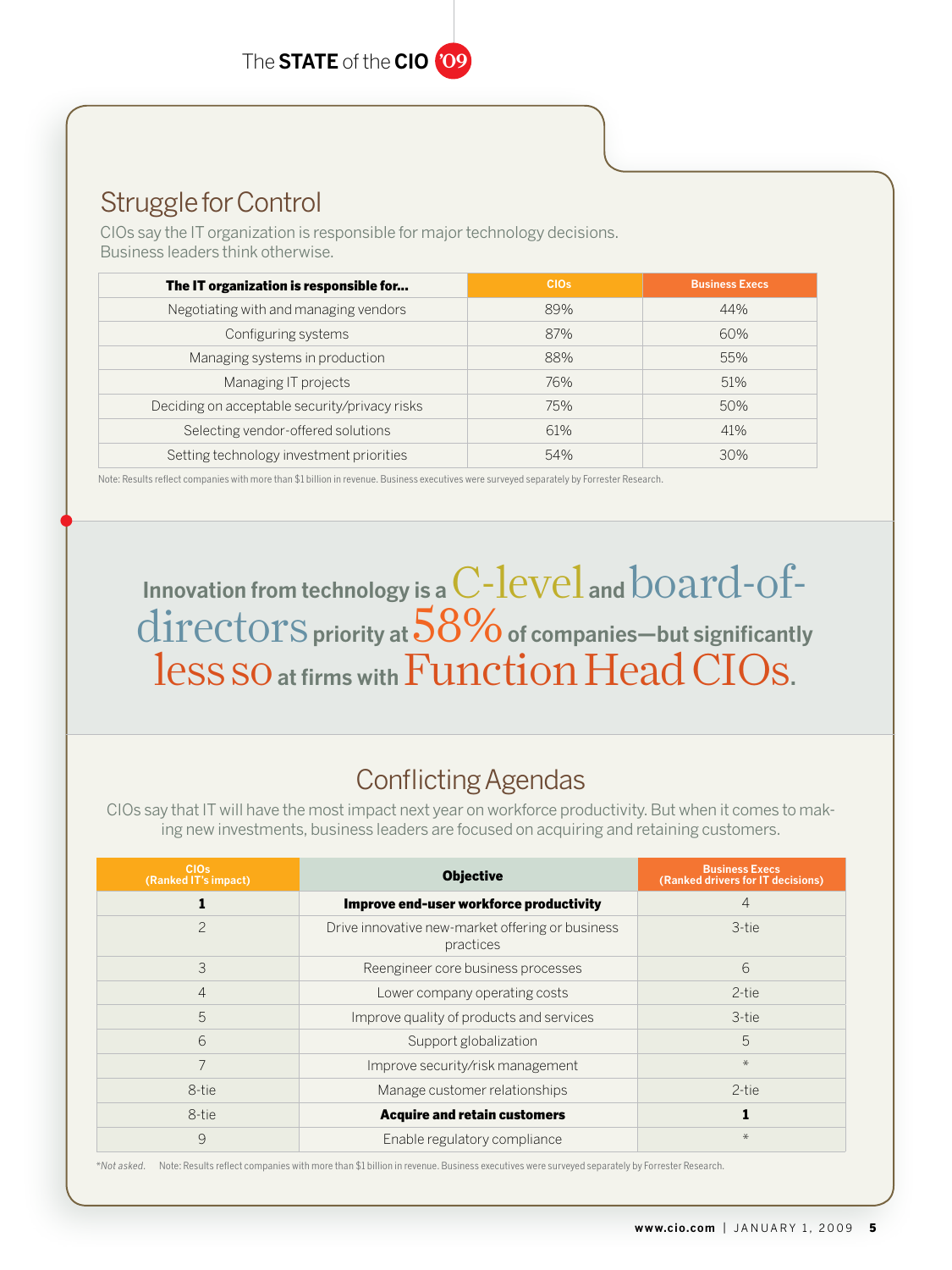## Struggle for Control

CIOs say the IT organization is responsible for major technology decisions. Business leaders think otherwise.

| The IT organization is responsible for... | CIOs | Business Execs |
|---|---|---|
| Negotiating with and managing vendors | 89% | 44% |
| Configuring systems | 87% | 60% |
| Managing systems in production | 88% | 55% |
| Managing IT projects | 76% | 51% |
| Deciding on acceptable security/privacy risks | 75% | 50% |
| Selecting vendor-offered solutions | 61% | 41% |
| Setting technology investment priorities | 54% | 30% |

Note: Results reflect companies with more than $1 billion in revenue. Business executives were surveyed separately by Forrester Research.

**Innovation from technology is a C-level and board-of-directors priority at 58% of companies—but significantly less so at firms with Function Head CIOs.**

## Conflicting Agendas

CIOs say that IT will have the most impact next year on workforce productivity. But when it comes to making new investments, business leaders are focused on acquiring and retaining customers.

| CIOs (Ranked IT's impact) | Objective | Business Execs (Ranked drivers for IT decisions) |
|---|---|---|
| **1** | **Improve end-user workforce productivity** | 4 |
| 2 | Drive innovative new-market offering or business practices | 3-tie |
| 3 | Reengineer core business processes | 6 |
| 4 | Lower company operating costs | 2-tie |
| 5 | Improve quality of products and services | 3-tie |
| 6 | Support globalization | 5 |
| 7 | Improve security/risk management | * |
| 8-tie | Manage customer relationships | 2-tie |
| 8-tie | **Acquire and retain customers** | **1** |
| 9 | Enable regulatory compliance | * |

**Not asked.* Note: Results reflect companies with more than $1 billion in revenue. Business executives were surveyed separately by Forrester Research.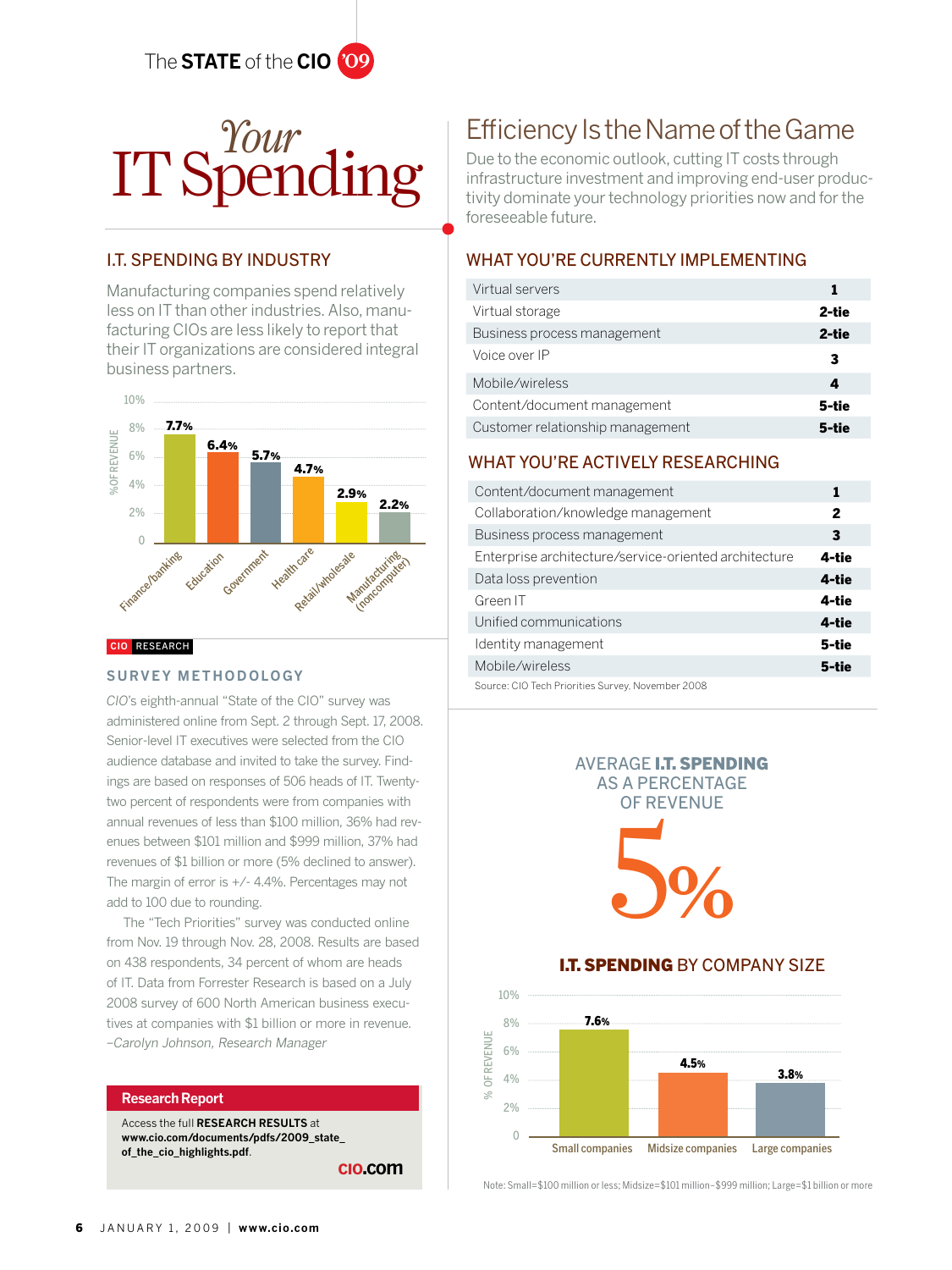# *Your* IT Spending

## I.T. SPENDING BY INDUSTRY

Manufacturing companies spend relatively less on IT than other industries. Also, manufacturing CIOs are less likely to report that their IT organizations are considered integral business partners.

10%
8%
6%
4%
2%
0
% OF REVENUE

7.7%
6.4%
5.7%
4.7%
2.9%
2.2%

Finance/banking
Education
Government
Health care
Retail/wholesale
Manufacturing (noncomputer)

CIO RESEARCH

### SURVEY METHODOLOGY

*CIO*'s eighth-annual "State of the CIO" survey was administered online from Sept. 2 through Sept. 17, 2008. Senior-level IT executives were selected from the CIO audience database and invited to take the survey. Findings are based on responses of 506 heads of IT. Twenty-two percent of respondents were from companies with annual revenues of less than $100 million, 36% had revenues between $101 million and $999 million, 37% had revenues of $1 billion or more (5% declined to answer). The margin of error is +/- 4.4%. Percentages may not add to 100 due to rounding.

The "Tech Priorities" survey was conducted online from Nov. 19 through Nov. 28, 2008. Results are based on 438 respondents, 34 percent of whom are heads of IT. Data from Forrester Research is based on a July 2008 survey of 600 North American business executives at companies with $1 billion or more in revenue.
*–Carolyn Johnson, Research Manager*

**Research Report**

Access the full **RESEARCH RESULTS** at **www.cio.com/documents/pdfs/2009_state_of_the_cio_highlights.pdf**.

cio.com

# Efficiency Is the Name of the Game

Due to the economic outlook, cutting IT costs through infrastructure investment and improving end-user productivity dominate your technology priorities now and for the foreseeable future.

## WHAT YOU'RE CURRENTLY IMPLEMENTING

| | |
|---|---|
| Virtual servers | **1** |
| Virtual storage | **2-tie** |
| Business process management | **2-tie** |
| Voice over IP | **3** |
| Mobile/wireless | **4** |
| Content/document management | **5-tie** |
| Customer relationship management | **5-tie** |

## WHAT YOU'RE ACTIVELY RESEARCHING

| | |
|---|---|
| Content/document management | **1** |
| Collaboration/knowledge management | **2** |
| Business process management | **3** |
| Enterprise architecture/service-oriented architecture | **4-tie** |
| Data loss prevention | **4-tie** |
| Green IT | **4-tie** |
| Unified communications | **4-tie** |
| Identity management | **5-tie** |
| Mobile/wireless | **5-tie** |

Source: CIO Tech Priorities Survey, November 2008

AVERAGE **I.T. SPENDING** AS A PERCENTAGE OF REVENUE

5%

## I.T. SPENDING BY COMPANY SIZE

10%
8%
6%
4%
2%
0
% OF REVENUE

7.6%
4.5%
3.8%

Small companies
Midsize companies
Large companies

Note: Small=$100 million or less; Midsize=$101 million–$999 million; Large=$1 billion or more